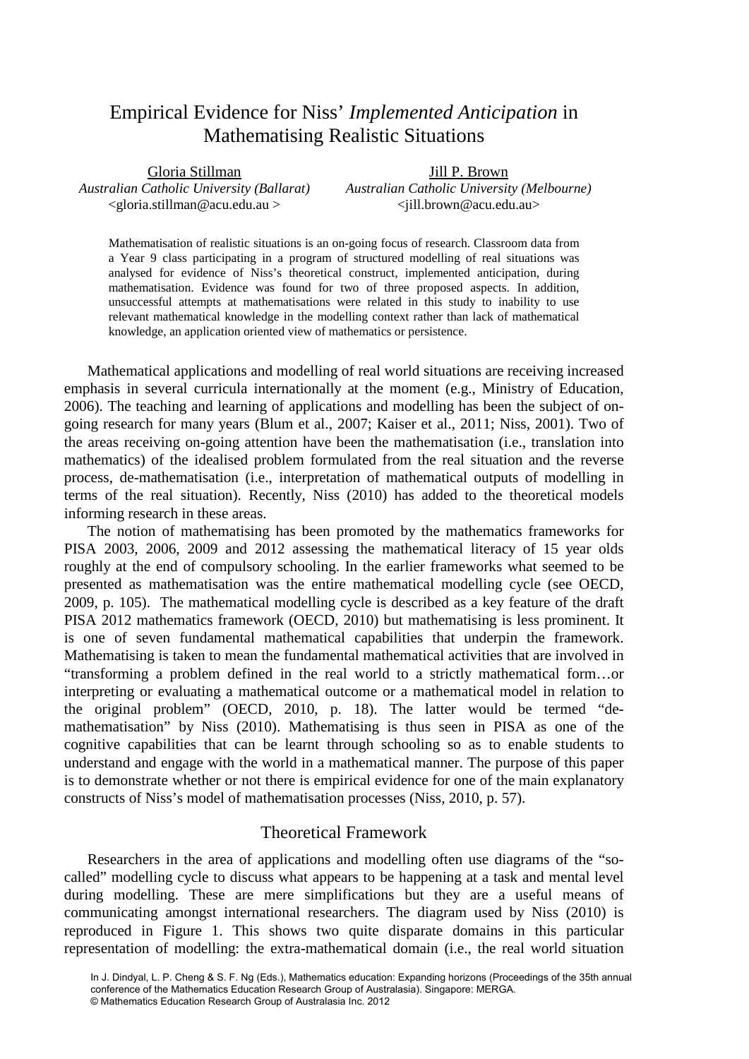# Empirical Evidence for Niss' *Implemented Anticipation* in Mathematising Realistic Situations

Gloria Stillman
*Australian Catholic University (Ballarat)*
<gloria.stillman@acu.edu.au >

Jill P. Brown
*Australian Catholic University (Melbourne)*
<jill.brown@acu.edu.au>

Mathematisation of realistic situations is an on-going focus of research. Classroom data from a Year 9 class participating in a program of structured modelling of real situations was analysed for evidence of Niss's theoretical construct, implemented anticipation, during mathematisation. Evidence was found for two of three proposed aspects. In addition, unsuccessful attempts at mathematisations were related in this study to inability to use relevant mathematical knowledge in the modelling context rather than lack of mathematical knowledge, an application oriented view of mathematics or persistence.

Mathematical applications and modelling of real world situations are receiving increased emphasis in several curricula internationally at the moment (e.g., Ministry of Education, 2006). The teaching and learning of applications and modelling has been the subject of on-going research for many years (Blum et al., 2007; Kaiser et al., 2011; Niss, 2001). Two of the areas receiving on-going attention have been the mathematisation (i.e., translation into mathematics) of the idealised problem formulated from the real situation and the reverse process, de-mathematisation (i.e., interpretation of mathematical outputs of modelling in terms of the real situation). Recently, Niss (2010) has added to the theoretical models informing research in these areas.

The notion of mathematising has been promoted by the mathematics frameworks for PISA 2003, 2006, 2009 and 2012 assessing the mathematical literacy of 15 year olds roughly at the end of compulsory schooling. In the earlier frameworks what seemed to be presented as mathematisation was the entire mathematical modelling cycle (see OECD, 2009, p. 105). The mathematical modelling cycle is described as a key feature of the draft PISA 2012 mathematics framework (OECD, 2010) but mathematising is less prominent. It is one of seven fundamental mathematical capabilities that underpin the framework. Mathematising is taken to mean the fundamental mathematical activities that are involved in "transforming a problem defined in the real world to a strictly mathematical form…or interpreting or evaluating a mathematical outcome or a mathematical model in relation to the original problem" (OECD, 2010, p. 18). The latter would be termed "de-mathematisation" by Niss (2010). Mathematising is thus seen in PISA as one of the cognitive capabilities that can be learnt through schooling so as to enable students to understand and engage with the world in a mathematical manner. The purpose of this paper is to demonstrate whether or not there is empirical evidence for one of the main explanatory constructs of Niss's model of mathematisation processes (Niss, 2010, p. 57).

## Theoretical Framework

Researchers in the area of applications and modelling often use diagrams of the "so-called" modelling cycle to discuss what appears to be happening at a task and mental level during modelling. These are mere simplifications but they are a useful means of communicating amongst international researchers. The diagram used by Niss (2010) is reproduced in Figure 1. This shows two quite disparate domains in this particular representation of modelling: the extra-mathematical domain (i.e., the real world situation

In J. Dindyal, L. P. Cheng & S. F. Ng (Eds.), Mathematics education: Expanding horizons (Proceedings of the 35th annual conference of the Mathematics Education Research Group of Australasia). Singapore: MERGA.
© Mathematics Education Research Group of Australasia Inc. 2012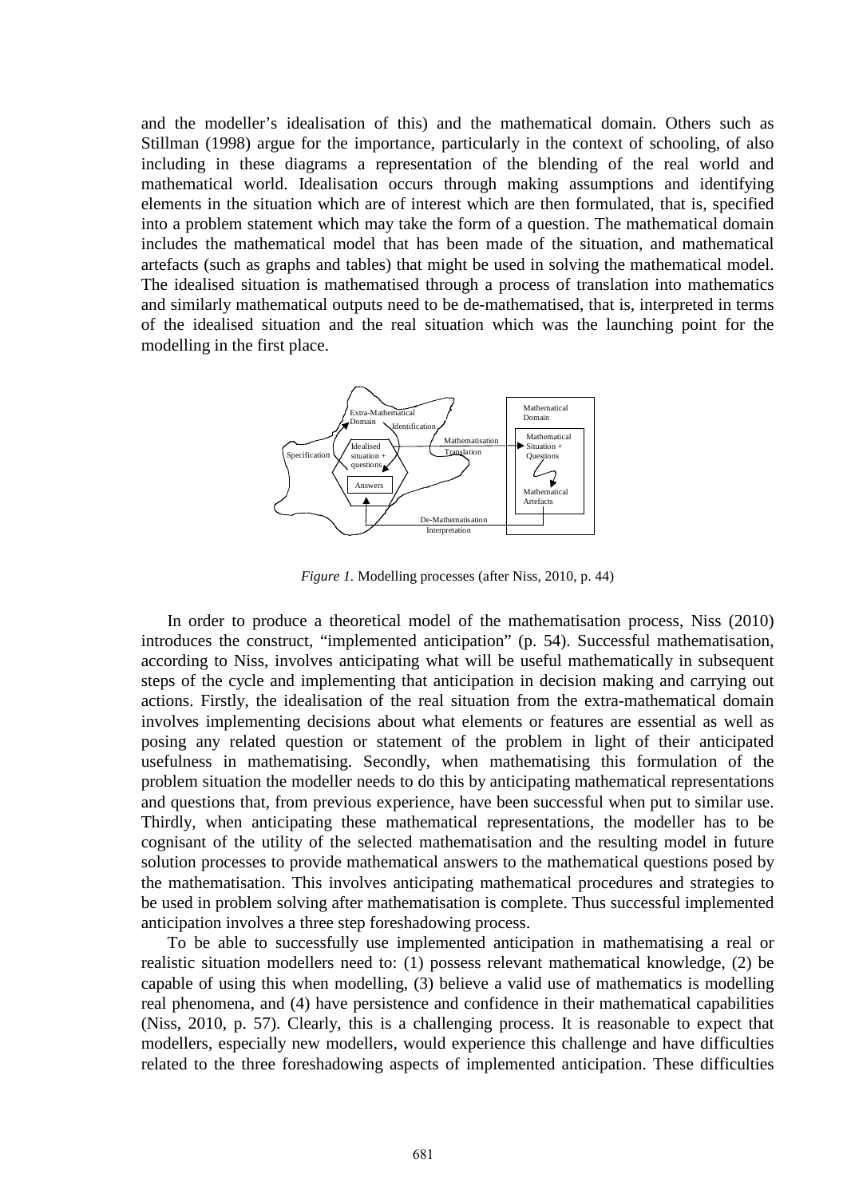and the modeller's idealisation of this) and the mathematical domain. Others such as Stillman (1998) argue for the importance, particularly in the context of schooling, of also including in these diagrams a representation of the blending of the real world and mathematical world. Idealisation occurs through making assumptions and identifying elements in the situation which are of interest which are then formulated, that is, specified into a problem statement which may take the form of a question. The mathematical domain includes the mathematical model that has been made of the situation, and mathematical artefacts (such as graphs and tables) that might be used in solving the mathematical model. The idealised situation is mathematised through a process of translation into mathematics and similarly mathematical outputs need to be de-mathematised, that is, interpreted in terms of the idealised situation and the real situation which was the launching point for the modelling in the first place.

*Figure 1.* Modelling processes (after Niss, 2010, p. 44)

In order to produce a theoretical model of the mathematisation process, Niss (2010) introduces the construct, "implemented anticipation" (p. 54). Successful mathematisation, according to Niss, involves anticipating what will be useful mathematically in subsequent steps of the cycle and implementing that anticipation in decision making and carrying out actions. Firstly, the idealisation of the real situation from the extra-mathematical domain involves implementing decisions about what elements or features are essential as well as posing any related question or statement of the problem in light of their anticipated usefulness in mathematising. Secondly, when mathematising this formulation of the problem situation the modeller needs to do this by anticipating mathematical representations and questions that, from previous experience, have been successful when put to similar use. Thirdly, when anticipating these mathematical representations, the modeller has to be cognisant of the utility of the selected mathematisation and the resulting model in future solution processes to provide mathematical answers to the mathematical questions posed by the mathematisation. This involves anticipating mathematical procedures and strategies to be used in problem solving after mathematisation is complete. Thus successful implemented anticipation involves a three step foreshadowing process.

To be able to successfully use implemented anticipation in mathematising a real or realistic situation modellers need to: (1) possess relevant mathematical knowledge, (2) be capable of using this when modelling, (3) believe a valid use of mathematics is modelling real phenomena, and (4) have persistence and confidence in their mathematical capabilities (Niss, 2010, p. 57). Clearly, this is a challenging process. It is reasonable to expect that modellers, especially new modellers, would experience this challenge and have difficulties related to the three foreshadowing aspects of implemented anticipation. These difficulties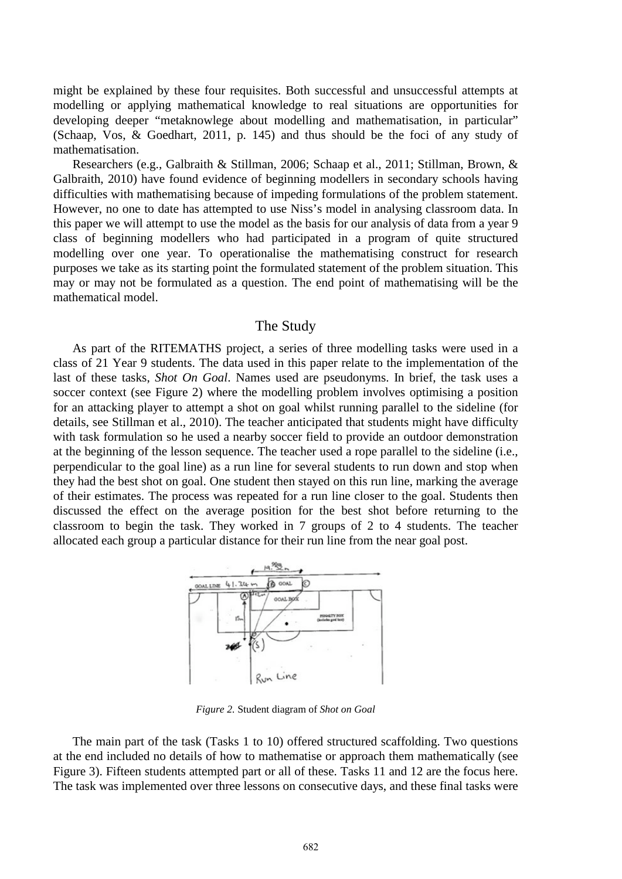might be explained by these four requisites. Both successful and unsuccessful attempts at modelling or applying mathematical knowledge to real situations are opportunities for developing deeper "metaknowlege about modelling and mathematisation, in particular" (Schaap, Vos, & Goedhart, 2011, p. 145) and thus should be the foci of any study of mathematisation.

Researchers (e.g., Galbraith & Stillman, 2006; Schaap et al., 2011; Stillman, Brown, & Galbraith, 2010) have found evidence of beginning modellers in secondary schools having difficulties with mathematising because of impeding formulations of the problem statement. However, no one to date has attempted to use Niss's model in analysing classroom data. In this paper we will attempt to use the model as the basis for our analysis of data from a year 9 class of beginning modellers who had participated in a program of quite structured modelling over one year. To operationalise the mathematising construct for research purposes we take as its starting point the formulated statement of the problem situation. This may or may not be formulated as a question. The end point of mathematising will be the mathematical model.

## The Study

As part of the RITEMATHS project, a series of three modelling tasks were used in a class of 21 Year 9 students. The data used in this paper relate to the implementation of the last of these tasks, *Shot On Goal*. Names used are pseudonyms. In brief, the task uses a soccer context (see Figure 2) where the modelling problem involves optimising a position for an attacking player to attempt a shot on goal whilst running parallel to the sideline (for details, see Stillman et al., 2010). The teacher anticipated that students might have difficulty with task formulation so he used a nearby soccer field to provide an outdoor demonstration at the beginning of the lesson sequence. The teacher used a rope parallel to the sideline (i.e., perpendicular to the goal line) as a run line for several students to run down and stop when they had the best shot on goal. One student then stayed on this run line, marking the average of their estimates. The process was repeated for a run line closer to the goal. Students then discussed the effect on the average position for the best shot before returning to the classroom to begin the task. They worked in 7 groups of 2 to 4 students. The teacher allocated each group a particular distance for their run line from the near goal post.

*Figure 2.* Student diagram of *Shot on Goal*

The main part of the task (Tasks 1 to 10) offered structured scaffolding. Two questions at the end included no details of how to mathematise or approach them mathematically (see Figure 3). Fifteen students attempted part or all of these. Tasks 11 and 12 are the focus here. The task was implemented over three lessons on consecutive days, and these final tasks were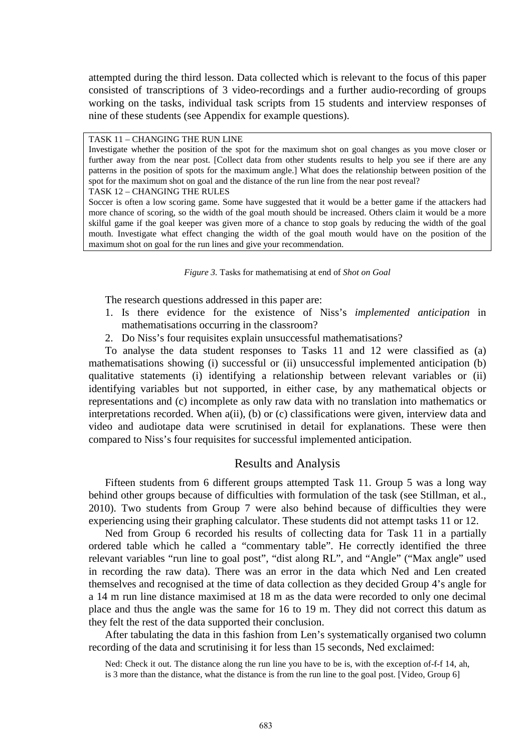attempted during the third lesson. Data collected which is relevant to the focus of this paper consisted of transcriptions of 3 video-recordings and a further audio-recording of groups working on the tasks, individual task scripts from 15 students and interview responses of nine of these students (see Appendix for example questions).

> TASK 11 – CHANGING THE RUN LINE
>
> Investigate whether the position of the spot for the maximum shot on goal changes as you move closer or further away from the near post. [Collect data from other students results to help you see if there are any patterns in the position of spots for the maximum angle.] What does the relationship between position of the spot for the maximum shot on goal and the distance of the run line from the near post reveal?
>
> TASK 12 – CHANGING THE RULES
>
> Soccer is often a low scoring game. Some have suggested that it would be a better game if the attackers had more chance of scoring, so the width of the goal mouth should be increased. Others claim it would be a more skilful game if the goal keeper was given more of a chance to stop goals by reducing the width of the goal mouth. Investigate what effect changing the width of the goal mouth would have on the position of the maximum shot on goal for the run lines and give your recommendation.

*Figure 3.* Tasks for mathematising at end of *Shot on Goal*

The research questions addressed in this paper are:

1. Is there evidence for the existence of Niss's *implemented anticipation* in mathematisations occurring in the classroom?
2. Do Niss's four requisites explain unsuccessful mathematisations?

To analyse the data student responses to Tasks 11 and 12 were classified as (a) mathematisations showing (i) successful or (ii) unsuccessful implemented anticipation (b) qualitative statements (i) identifying a relationship between relevant variables or (ii) identifying variables but not supported, in either case, by any mathematical objects or representations and (c) incomplete as only raw data with no translation into mathematics or interpretations recorded. When a(ii), (b) or (c) classifications were given, interview data and video and audiotape data were scrutinised in detail for explanations. These were then compared to Niss's four requisites for successful implemented anticipation.

## Results and Analysis

Fifteen students from 6 different groups attempted Task 11. Group 5 was a long way behind other groups because of difficulties with formulation of the task (see Stillman, et al., 2010). Two students from Group 7 were also behind because of difficulties they were experiencing using their graphing calculator. These students did not attempt tasks 11 or 12.

Ned from Group 6 recorded his results of collecting data for Task 11 in a partially ordered table which he called a "commentary table". He correctly identified the three relevant variables "run line to goal post", "dist along RL", and "Angle" ("Max angle" used in recording the raw data). There was an error in the data which Ned and Len created themselves and recognised at the time of data collection as they decided Group 4's angle for a 14 m run line distance maximised at 18 m as the data were recorded to only one decimal place and thus the angle was the same for 16 to 19 m. They did not correct this datum as they felt the rest of the data supported their conclusion.

After tabulating the data in this fashion from Len's systematically organised two column recording of the data and scrutinising it for less than 15 seconds, Ned exclaimed:

> Ned: Check it out. The distance along the run line you have to be is, with the exception of-f-f 14, ah, is 3 more than the distance, what the distance is from the run line to the goal post. [Video, Group 6]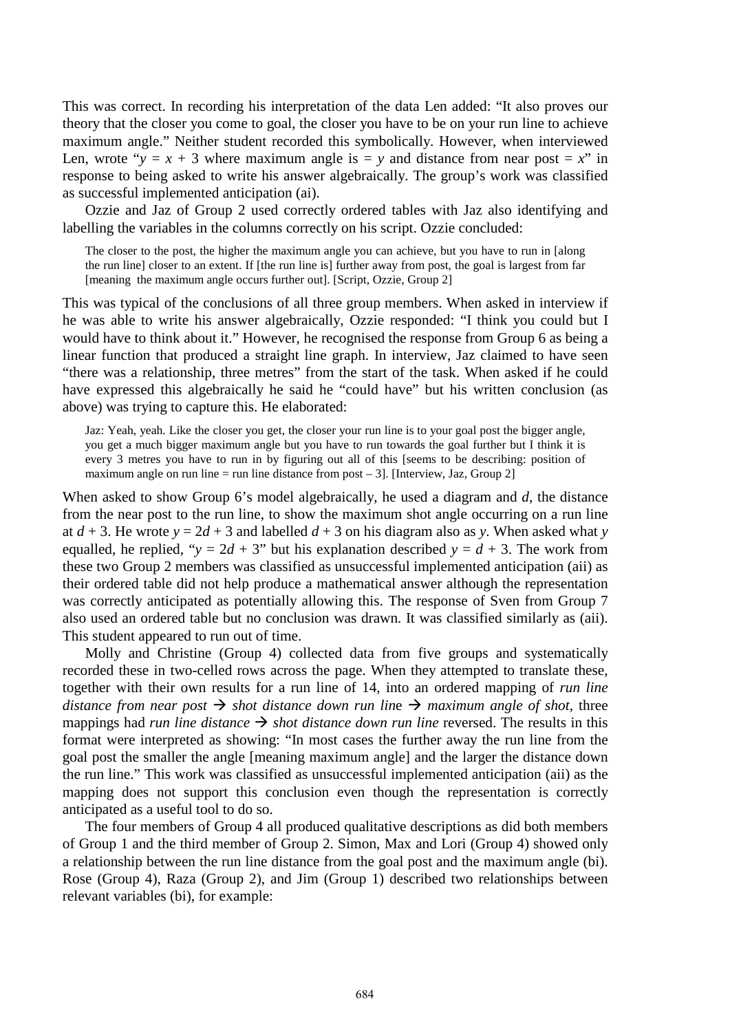This was correct. In recording his interpretation of the data Len added: “It also proves our theory that the closer you come to goal, the closer you have to be on your run line to achieve maximum angle.” Neither student recorded this symbolically. However, when interviewed Len, wrote “$y = x + 3$ where maximum angle is $= y$ and distance from near post $= x$” in response to being asked to write his answer algebraically. The group’s work was classified as successful implemented anticipation (ai).

Ozzie and Jaz of Group 2 used correctly ordered tables with Jaz also identifying and labelling the variables in the columns correctly on his script. Ozzie concluded:

> The closer to the post, the higher the maximum angle you can achieve, but you have to run in [along the run line] closer to an extent. If [the run line is] further away from post, the goal is largest from far [meaning the maximum angle occurs further out]. [Script, Ozzie, Group 2]

This was typical of the conclusions of all three group members. When asked in interview if he was able to write his answer algebraically, Ozzie responded: “I think you could but I would have to think about it.” However, he recognised the response from Group 6 as being a linear function that produced a straight line graph. In interview, Jaz claimed to have seen “there was a relationship, three metres” from the start of the task. When asked if he could have expressed this algebraically he said he “could have” but his written conclusion (as above) was trying to capture this. He elaborated:

> Jaz: Yeah, yeah. Like the closer you get, the closer your run line is to your goal post the bigger angle, you get a much bigger maximum angle but you have to run towards the goal further but I think it is every 3 metres you have to run in by figuring out all of this [seems to be describing: position of maximum angle on run line = run line distance from post – 3]. [Interview, Jaz, Group 2]

When asked to show Group 6’s model algebraically, he used a diagram and $d$, the distance from the near post to the run line, to show the maximum shot angle occurring on a run line at $d + 3$. He wrote $y = 2d + 3$ and labelled $d + 3$ on his diagram also as $y$. When asked what $y$ equalled, he replied, “$y = 2d + 3$” but his explanation described $y = d + 3$. The work from these two Group 2 members was classified as unsuccessful implemented anticipation (aii) as their ordered table did not help produce a mathematical answer although the representation was correctly anticipated as potentially allowing this. The response of Sven from Group 7 also used an ordered table but no conclusion was drawn. It was classified similarly as (aii). This student appeared to run out of time.

Molly and Christine (Group 4) collected data from five groups and systematically recorded these in two-celled rows across the page. When they attempted to translate these, together with their own results for a run line of 14, into an ordered mapping of *run line distance from near post → shot distance down run line → maximum angle of shot*, three mappings had *run line distance → shot distance down run line* reversed. The results in this format were interpreted as showing: “In most cases the further away the run line from the goal post the smaller the angle [meaning maximum angle] and the larger the distance down the run line.” This work was classified as unsuccessful implemented anticipation (aii) as the mapping does not support this conclusion even though the representation is correctly anticipated as a useful tool to do so.

The four members of Group 4 all produced qualitative descriptions as did both members of Group 1 and the third member of Group 2. Simon, Max and Lori (Group 4) showed only a relationship between the run line distance from the goal post and the maximum angle (bi). Rose (Group 4), Raza (Group 2), and Jim (Group 1) described two relationships between relevant variables (bi), for example: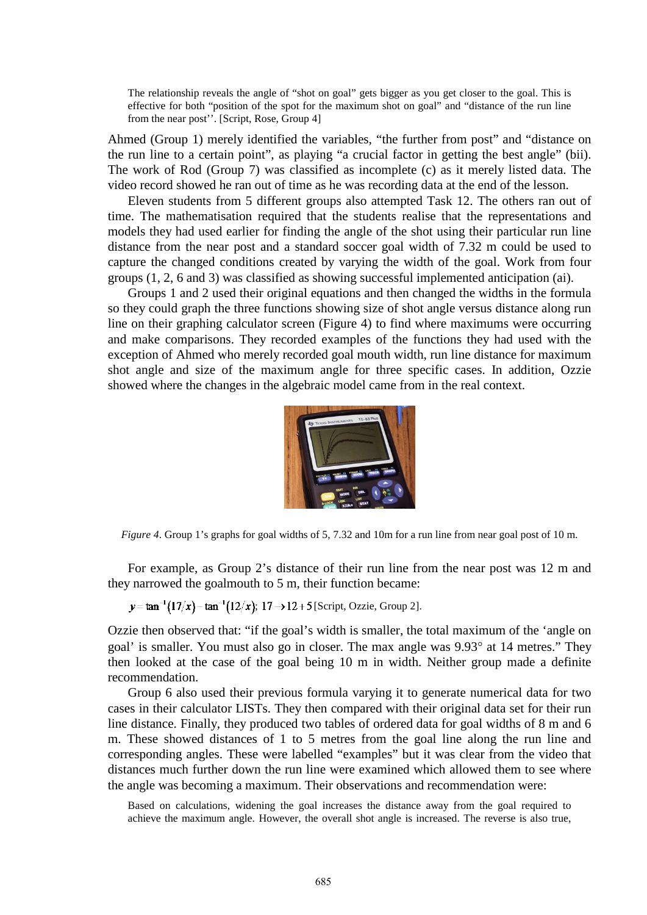> The relationship reveals the angle of "shot on goal" gets bigger as you get closer to the goal. This is effective for both "position of the spot for the maximum shot on goal" and "distance of the run line from the near post''. [Script, Rose, Group 4]

Ahmed (Group 1) merely identified the variables, "the further from post" and "distance on the run line to a certain point", as playing "a crucial factor in getting the best angle" (bii). The work of Rod (Group 7) was classified as incomplete (c) as it merely listed data. The video record showed he ran out of time as he was recording data at the end of the lesson.

Eleven students from 5 different groups also attempted Task 12. The others ran out of time. The mathematisation required that the students realise that the representations and models they had used earlier for finding the angle of the shot using their particular run line distance from the near post and a standard soccer goal width of 7.32 m could be used to capture the changed conditions created by varying the width of the goal. Work from four groups (1, 2, 6 and 3) was classified as showing successful implemented anticipation (ai).

Groups 1 and 2 used their original equations and then changed the widths in the formula so they could graph the three functions showing size of shot angle versus distance along run line on their graphing calculator screen (Figure 4) to find where maximums were occurring and make comparisons. They recorded examples of the functions they had used with the exception of Ahmed who merely recorded goal mouth width, run line distance for maximum shot angle and size of the maximum angle for three specific cases. In addition, Ozzie showed where the changes in the algebraic model came from in the real context.

*Figure 4*. Group 1's graphs for goal widths of 5, 7.32 and 10m for a run line from near goal post of 10 m.

For example, as Group 2's distance of their run line from the near post was 12 m and they narrowed the goalmouth to 5 m, their function became:

$y = \tan^{-1}(17/x) - \tan^{-1}(12/x)$; $17 \to 12 + 5$ [Script, Ozzie, Group 2].

Ozzie then observed that: "if the goal's width is smaller, the total maximum of the 'angle on goal' is smaller. You must also go in closer. The max angle was 9.93° at 14 metres." They then looked at the case of the goal being 10 m in width. Neither group made a definite recommendation.

Group 6 also used their previous formula varying it to generate numerical data for two cases in their calculator LISTs. They then compared with their original data set for their run line distance. Finally, they produced two tables of ordered data for goal widths of 8 m and 6 m. These showed distances of 1 to 5 metres from the goal line along the run line and corresponding angles. These were labelled "examples" but it was clear from the video that distances much further down the run line were examined which allowed them to see where the angle was becoming a maximum. Their observations and recommendation were:

> Based on calculations, widening the goal increases the distance away from the goal required to achieve the maximum angle. However, the overall shot angle is increased. The reverse is also true,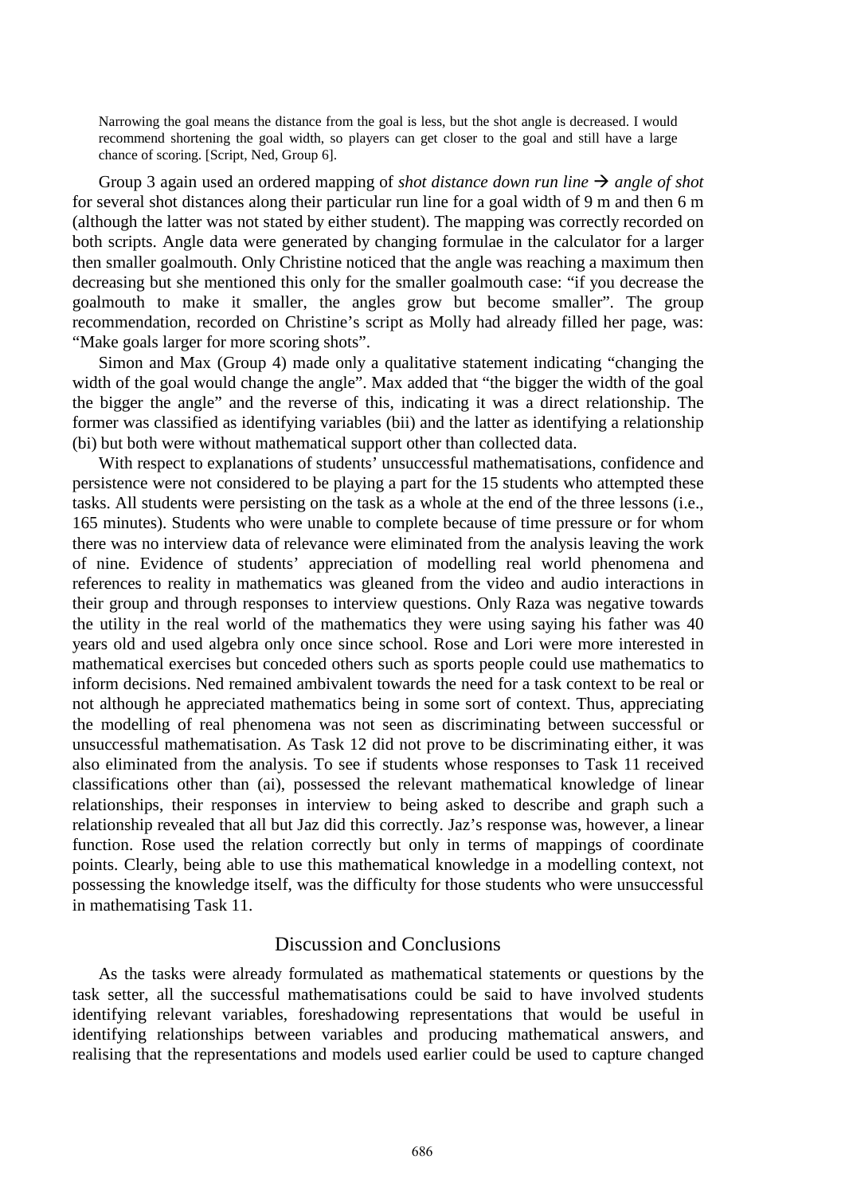> Narrowing the goal means the distance from the goal is less, but the shot angle is decreased. I would recommend shortening the goal width, so players can get closer to the goal and still have a large chance of scoring. [Script, Ned, Group 6].

Group 3 again used an ordered mapping of *shot distance down run line* → *angle of shot* for several shot distances along their particular run line for a goal width of 9 m and then 6 m (although the latter was not stated by either student). The mapping was correctly recorded on both scripts. Angle data were generated by changing formulae in the calculator for a larger then smaller goalmouth. Only Christine noticed that the angle was reaching a maximum then decreasing but she mentioned this only for the smaller goalmouth case: "if you decrease the goalmouth to make it smaller, the angles grow but become smaller". The group recommendation, recorded on Christine's script as Molly had already filled her page, was: "Make goals larger for more scoring shots".

Simon and Max (Group 4) made only a qualitative statement indicating "changing the width of the goal would change the angle". Max added that "the bigger the width of the goal the bigger the angle" and the reverse of this, indicating it was a direct relationship. The former was classified as identifying variables (bii) and the latter as identifying a relationship (bi) but both were without mathematical support other than collected data.

With respect to explanations of students' unsuccessful mathematisations, confidence and persistence were not considered to be playing a part for the 15 students who attempted these tasks. All students were persisting on the task as a whole at the end of the three lessons (i.e., 165 minutes). Students who were unable to complete because of time pressure or for whom there was no interview data of relevance were eliminated from the analysis leaving the work of nine. Evidence of students' appreciation of modelling real world phenomena and references to reality in mathematics was gleaned from the video and audio interactions in their group and through responses to interview questions. Only Raza was negative towards the utility in the real world of the mathematics they were using saying his father was 40 years old and used algebra only once since school. Rose and Lori were more interested in mathematical exercises but conceded others such as sports people could use mathematics to inform decisions. Ned remained ambivalent towards the need for a task context to be real or not although he appreciated mathematics being in some sort of context. Thus, appreciating the modelling of real phenomena was not seen as discriminating between successful or unsuccessful mathematisation. As Task 12 did not prove to be discriminating either, it was also eliminated from the analysis. To see if students whose responses to Task 11 received classifications other than (ai), possessed the relevant mathematical knowledge of linear relationships, their responses in interview to being asked to describe and graph such a relationship revealed that all but Jaz did this correctly. Jaz's response was, however, a linear function. Rose used the relation correctly but only in terms of mappings of coordinate points. Clearly, being able to use this mathematical knowledge in a modelling context, not possessing the knowledge itself, was the difficulty for those students who were unsuccessful in mathematising Task 11.

## Discussion and Conclusions

As the tasks were already formulated as mathematical statements or questions by the task setter, all the successful mathematisations could be said to have involved students identifying relevant variables, foreshadowing representations that would be useful in identifying relationships between variables and producing mathematical answers, and realising that the representations and models used earlier could be used to capture changed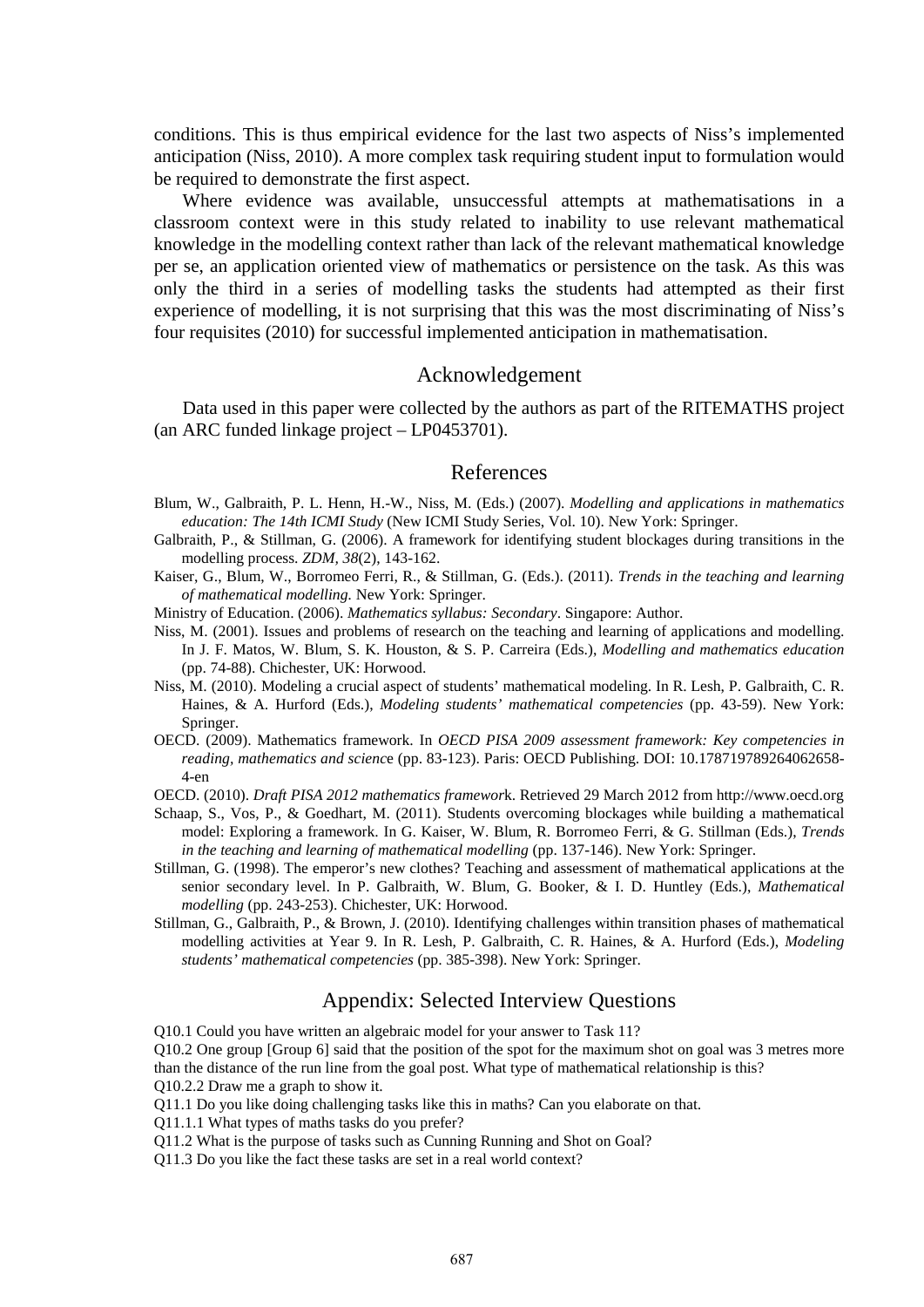conditions. This is thus empirical evidence for the last two aspects of Niss's implemented anticipation (Niss, 2010). A more complex task requiring student input to formulation would be required to demonstrate the first aspect.

Where evidence was available, unsuccessful attempts at mathematisations in a classroom context were in this study related to inability to use relevant mathematical knowledge in the modelling context rather than lack of the relevant mathematical knowledge per se, an application oriented view of mathematics or persistence on the task. As this was only the third in a series of modelling tasks the students had attempted as their first experience of modelling, it is not surprising that this was the most discriminating of Niss's four requisites (2010) for successful implemented anticipation in mathematisation.

## Acknowledgement

Data used in this paper were collected by the authors as part of the RITEMATHS project (an ARC funded linkage project – LP0453701).

## References

Blum, W., Galbraith, P. L. Henn, H.-W., Niss, M. (Eds.) (2007). *Modelling and applications in mathematics education: The 14th ICMI Study* (New ICMI Study Series, Vol. 10). New York: Springer.

Galbraith, P., & Stillman, G. (2006). A framework for identifying student blockages during transitions in the modelling process. *ZDM, 38*(2), 143-162.

Kaiser, G., Blum, W., Borromeo Ferri, R., & Stillman, G. (Eds.). (2011). *Trends in the teaching and learning of mathematical modelling.* New York: Springer.

Ministry of Education. (2006). *Mathematics syllabus: Secondary*. Singapore: Author.

Niss, M. (2001). Issues and problems of research on the teaching and learning of applications and modelling. In J. F. Matos, W. Blum, S. K. Houston, & S. P. Carreira (Eds.), *Modelling and mathematics education* (pp. 74-88). Chichester, UK: Horwood.

Niss, M. (2010). Modeling a crucial aspect of students' mathematical modeling. In R. Lesh, P. Galbraith, C. R. Haines, & A. Hurford (Eds.), *Modeling students' mathematical competencies* (pp. 43-59). New York: Springer.

OECD. (2009). Mathematics framework. In *OECD PISA 2009 assessment framework: Key competencies in reading, mathematics and science* (pp. 83-123). Paris: OECD Publishing. DOI: 10.178719789264062658-4-en

OECD. (2010). *Draft PISA 2012 mathematics framework*. Retrieved 29 March 2012 from http://www.oecd.org

Schaap, S., Vos, P., & Goedhart, M. (2011). Students overcoming blockages while building a mathematical model: Exploring a framework. In G. Kaiser, W. Blum, R. Borromeo Ferri, & G. Stillman (Eds.), *Trends in the teaching and learning of mathematical modelling* (pp. 137-146). New York: Springer.

Stillman, G. (1998). The emperor's new clothes? Teaching and assessment of mathematical applications at the senior secondary level. In P. Galbraith, W. Blum, G. Booker, & I. D. Huntley (Eds.), *Mathematical modelling* (pp. 243-253). Chichester, UK: Horwood.

Stillman, G., Galbraith, P., & Brown, J. (2010). Identifying challenges within transition phases of mathematical modelling activities at Year 9. In R. Lesh, P. Galbraith, C. R. Haines, & A. Hurford (Eds.), *Modeling students' mathematical competencies* (pp. 385-398). New York: Springer.

## Appendix: Selected Interview Questions

Q10.1 Could you have written an algebraic model for your answer to Task 11?

Q10.2 One group [Group 6] said that the position of the spot for the maximum shot on goal was 3 metres more than the distance of the run line from the goal post. What type of mathematical relationship is this?

Q10.2.2 Draw me a graph to show it.

Q11.1 Do you like doing challenging tasks like this in maths? Can you elaborate on that.

Q11.1.1 What types of maths tasks do you prefer?

Q11.2 What is the purpose of tasks such as Cunning Running and Shot on Goal?

Q11.3 Do you like the fact these tasks are set in a real world context?